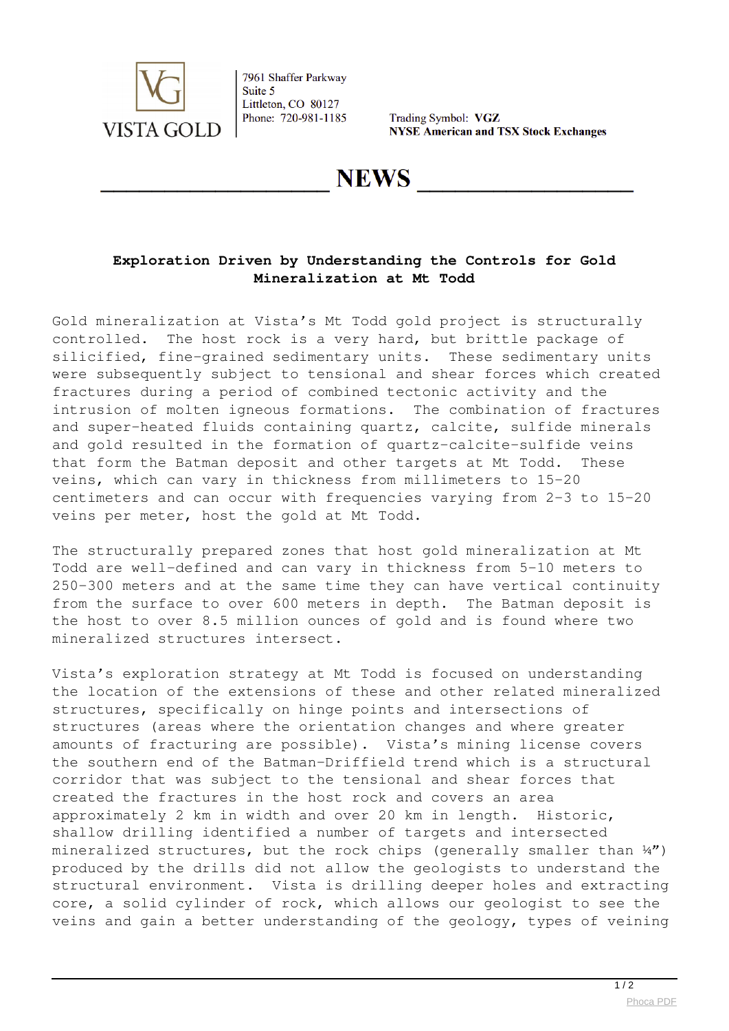VISTA GOLD

7961 Shaffer Parkway
Suite 5
Littleton, CO 80127
Phone: 720-981-1185

Trading Symbol: **VGZ**
**NYSE American and TSX Stock Exchanges**

# NEWS

## Exploration Driven by Understanding the Controls for Gold Mineralization at Mt Todd

Gold mineralization at Vista's Mt Todd gold project is structurally controlled. The host rock is a very hard, but brittle package of silicified, fine-grained sedimentary units. These sedimentary units were subsequently subject to tensional and shear forces which created fractures during a period of combined tectonic activity and the intrusion of molten igneous formations. The combination of fractures and super-heated fluids containing quartz, calcite, sulfide minerals and gold resulted in the formation of quartz-calcite-sulfide veins that form the Batman deposit and other targets at Mt Todd. These veins, which can vary in thickness from millimeters to 15-20 centimeters and can occur with frequencies varying from 2-3 to 15-20 veins per meter, host the gold at Mt Todd.

The structurally prepared zones that host gold mineralization at Mt Todd are well-defined and can vary in thickness from 5-10 meters to 250-300 meters and at the same time they can have vertical continuity from the surface to over 600 meters in depth. The Batman deposit is the host to over 8.5 million ounces of gold and is found where two mineralized structures intersect.

Vista's exploration strategy at Mt Todd is focused on understanding the location of the extensions of these and other related mineralized structures, specifically on hinge points and intersections of structures (areas where the orientation changes and where greater amounts of fracturing are possible). Vista's mining license covers the southern end of the Batman-Driffield trend which is a structural corridor that was subject to the tensional and shear forces that created the fractures in the host rock and covers an area approximately 2 km in width and over 20 km in length. Historic, shallow drilling identified a number of targets and intersected mineralized structures, but the rock chips (generally smaller than ¼") produced by the drills did not allow the geologists to understand the structural environment. Vista is drilling deeper holes and extracting core, a solid cylinder of rock, which allows our geologist to see the veins and gain a better understanding of the geology, types of veining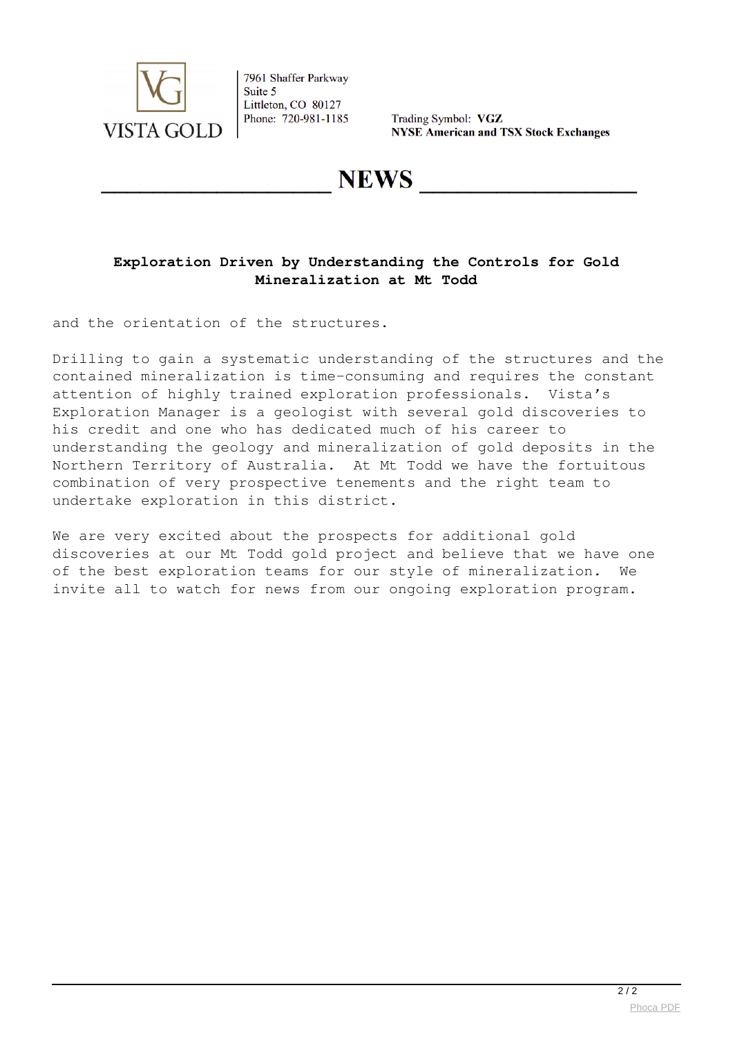# Exploration Driven by Understanding the Controls for Gold Mineralization at Mt Todd

and the orientation of the structures.

Drilling to gain a systematic understanding of the structures and the contained mineralization is time-consuming and requires the constant attention of highly trained exploration professionals. Vista's Exploration Manager is a geologist with several gold discoveries to his credit and one who has dedicated much of his career to understanding the geology and mineralization of gold deposits in the Northern Territory of Australia. At Mt Todd we have the fortuitous combination of very prospective tenements and the right team to undertake exploration in this district.

We are very excited about the prospects for additional gold discoveries at our Mt Todd gold project and believe that we have one of the best exploration teams for our style of mineralization. We invite all to watch for news from our ongoing exploration program.